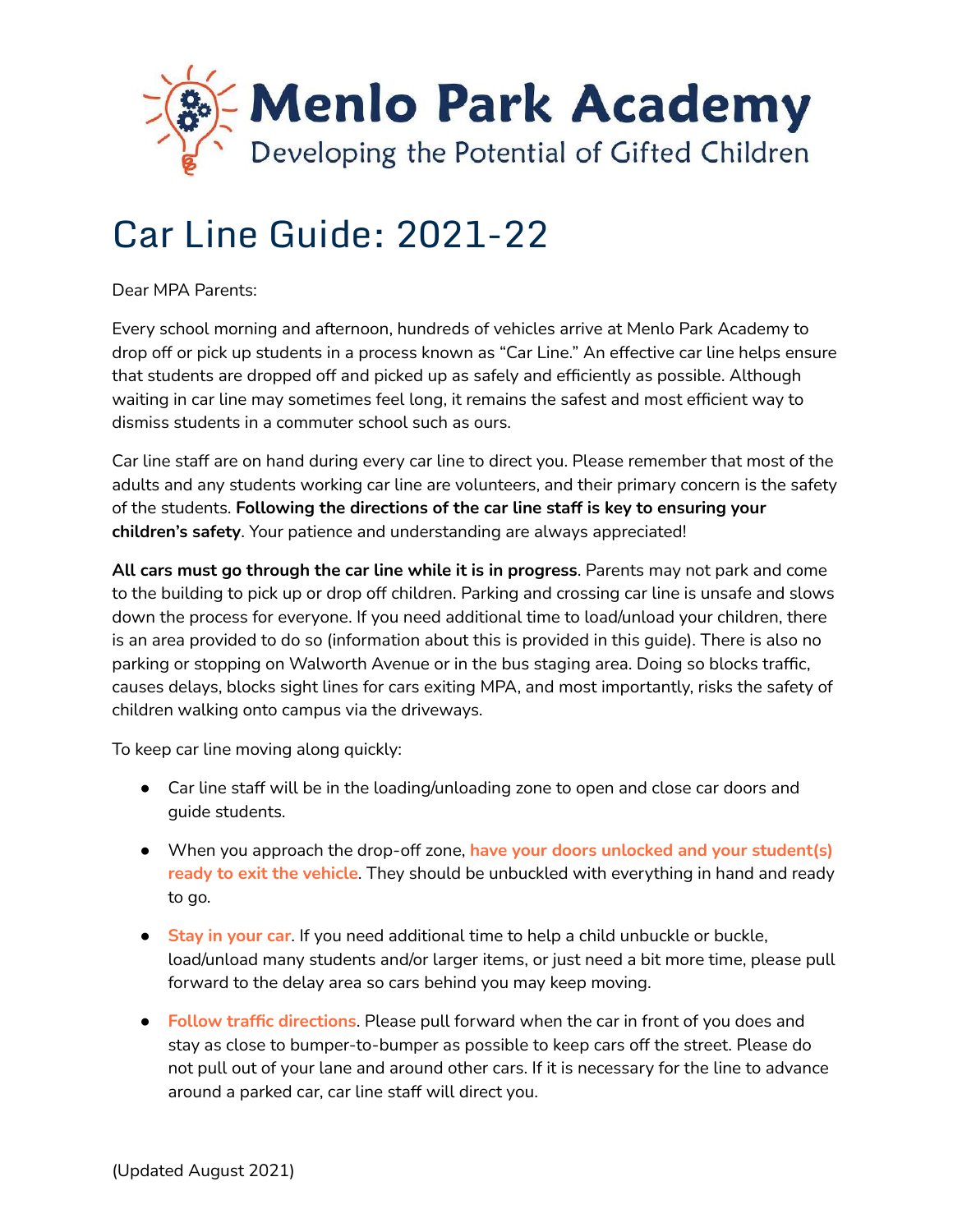# Menlo Park Academy

Developing the Potential of Gifted Children

# Car Line Guide: 2021-22

Dear MPA Parents:

Every school morning and afternoon, hundreds of vehicles arrive at Menlo Park Academy to drop off or pick up students in a process known as "Car Line." An effective car line helps ensure that students are dropped off and picked up as safely and efficiently as possible. Although waiting in car line may sometimes feel long, it remains the safest and most efficient way to dismiss students in a commuter school such as ours.

Car line staff are on hand during every car line to direct you. Please remember that most of the adults and any students working car line are volunteers, and their primary concern is the safety of the students. **Following the directions of the car line staff is key to ensuring your children's safety**. Your patience and understanding are always appreciated!

**All cars must go through the car line while it is in progress**. Parents may not park and come to the building to pick up or drop off children. Parking and crossing car line is unsafe and slows down the process for everyone. If you need additional time to load/unload your children, there is an area provided to do so (information about this is provided in this guide). There is also no parking or stopping on Walworth Avenue or in the bus staging area. Doing so blocks traffic, causes delays, blocks sight lines for cars exiting MPA, and most importantly, risks the safety of children walking onto campus via the driveways.

To keep car line moving along quickly:

- Car line staff will be in the loading/unloading zone to open and close car doors and guide students.
- When you approach the drop-off zone, **have your doors unlocked and your student(s) ready to exit the vehicle**. They should be unbuckled with everything in hand and ready to go.
- **Stay in your car**. If you need additional time to help a child unbuckle or buckle, load/unload many students and/or larger items, or just need a bit more time, please pull forward to the delay area so cars behind you may keep moving.
- **Follow traffic directions**. Please pull forward when the car in front of you does and stay as close to bumper-to-bumper as possible to keep cars off the street. Please do not pull out of your lane and around other cars. If it is necessary for the line to advance around a parked car, car line staff will direct you.

(Updated August 2021)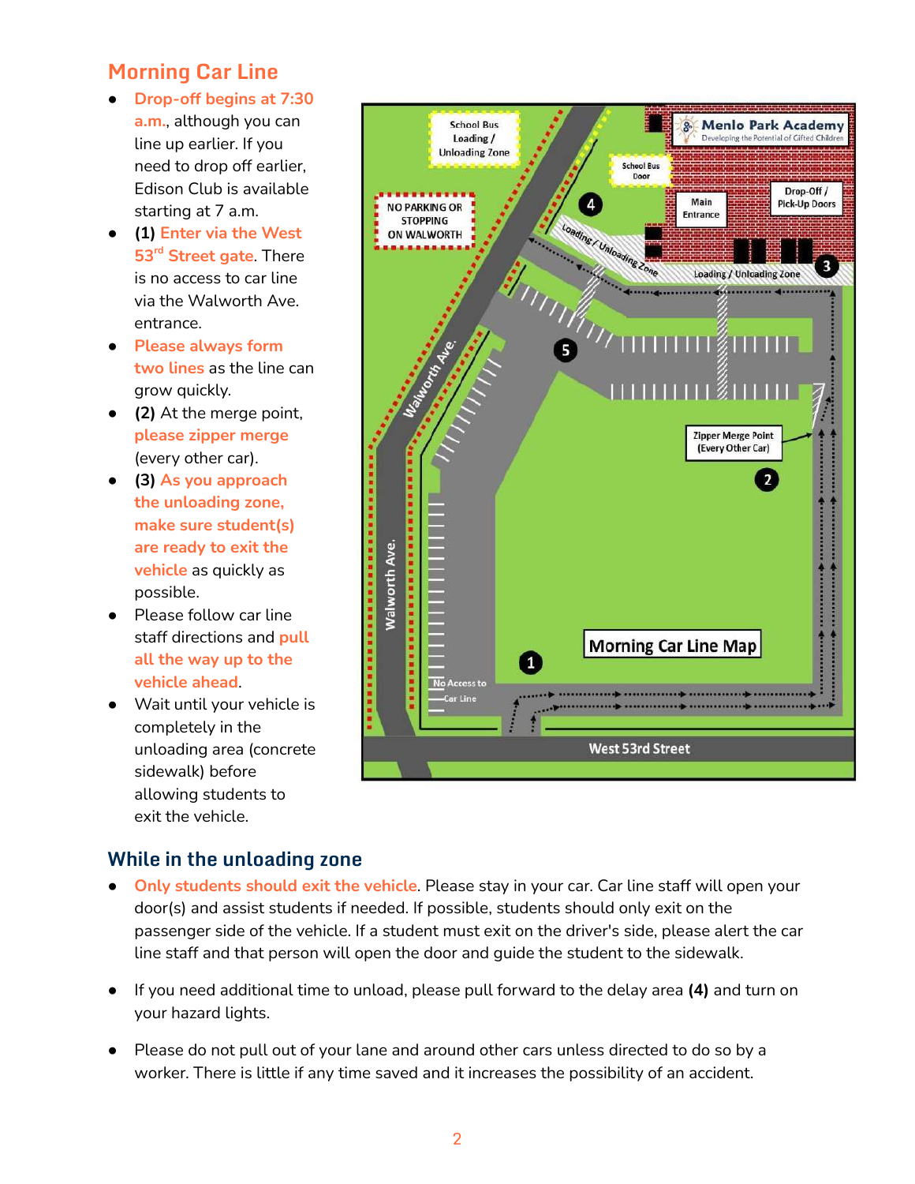## Morning Car Line

- **Drop-off begins at 7:30 a.m.**, although you can line up earlier. If you need to drop off earlier, Edison Club is available starting at 7 a.m.
- **(1) Enter via the West 53rd Street gate.** There is no access to car line via the Walworth Ave. entrance.
- **Please always form two lines** as the line can grow quickly.
- **(2)** At the merge point, **please zipper merge** (every other car).
- **(3) As you approach the unloading zone, make sure student(s) are ready to exit the vehicle** as quickly as possible.
- Please follow car line staff directions and **pull all the way up to the vehicle ahead.**
- Wait until your vehicle is completely in the unloading area (concrete sidewalk) before allowing students to exit the vehicle.

## While in the unloading zone

- **Only students should exit the vehicle.** Please stay in your car. Car line staff will open your door(s) and assist students if needed. If possible, students should only exit on the passenger side of the vehicle. If a student must exit on the driver's side, please alert the car line staff and that person will open the door and guide the student to the sidewalk.
- If you need additional time to unload, please pull forward to the delay area **(4)** and turn on your hazard lights.
- Please do not pull out of your lane and around other cars unless directed to do so by a worker. There is little if any time saved and it increases the possibility of an accident.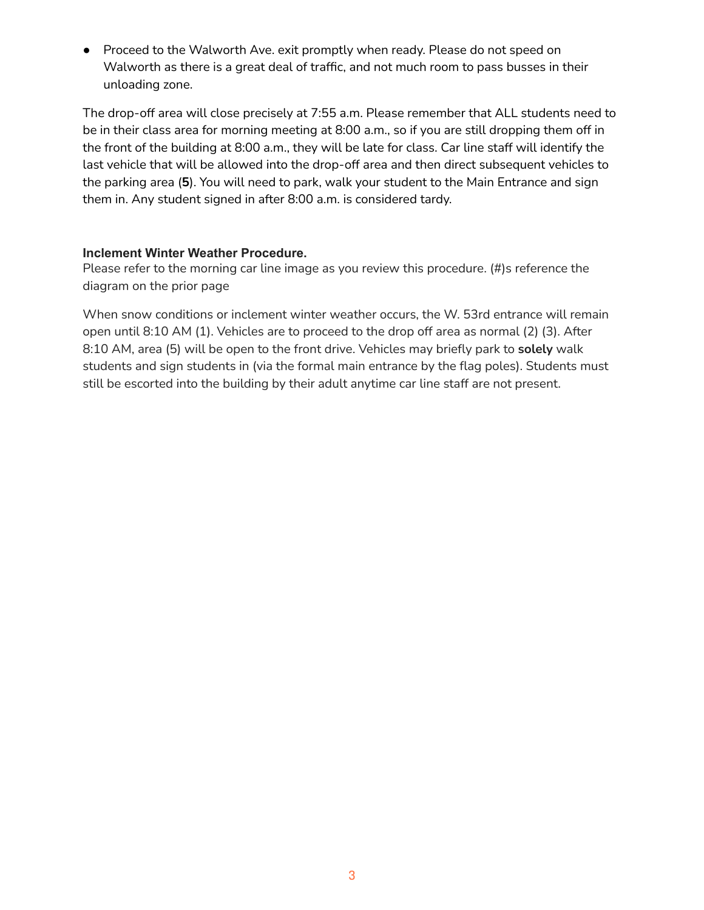- Proceed to the Walworth Ave. exit promptly when ready. Please do not speed on Walworth as there is a great deal of traffic, and not much room to pass busses in their unloading zone.

The drop-off area will close precisely at 7:55 a.m. Please remember that ALL students need to be in their class area for morning meeting at 8:00 a.m., so if you are still dropping them off in the front of the building at 8:00 a.m., they will be late for class. Car line staff will identify the last vehicle that will be allowed into the drop-off area and then direct subsequent vehicles to the parking area (**5**). You will need to park, walk your student to the Main Entrance and sign them in. Any student signed in after 8:00 a.m. is considered tardy.

**Inclement Winter Weather Procedure.**

Please refer to the morning car line image as you review this procedure. (#)s reference the diagram on the prior page

When snow conditions or inclement winter weather occurs, the W. 53rd entrance will remain open until 8:10 AM (1). Vehicles are to proceed to the drop off area as normal (2) (3). After 8:10 AM, area (5) will be open to the front drive. Vehicles may briefly park to **solely** walk students and sign students in (via the formal main entrance by the flag poles). Students must still be escorted into the building by their adult anytime car line staff are not present.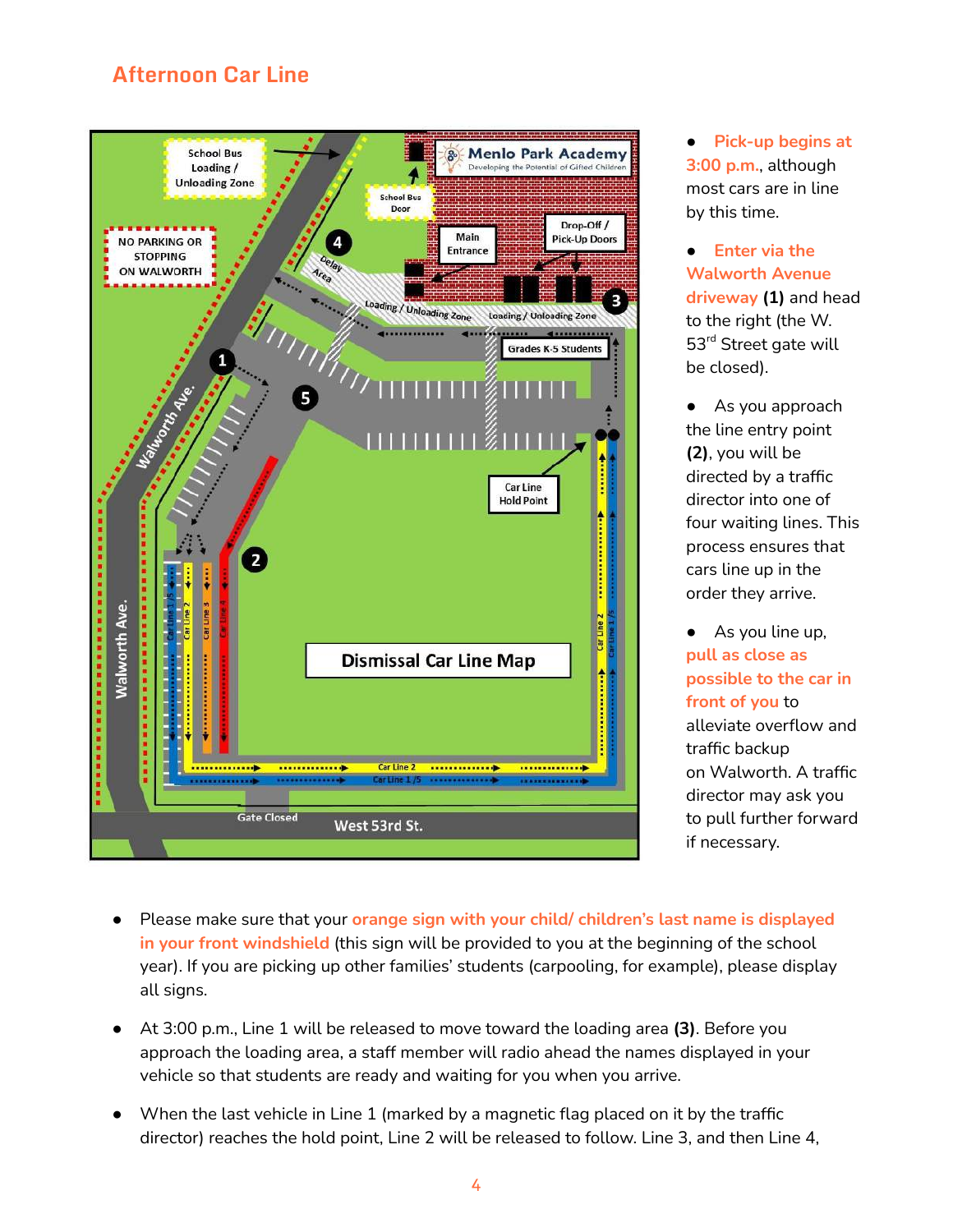## Afternoon Car Line

- Pick-up begins at 3:00 p.m., although most cars are in line by this time.
- Enter via the Walworth Avenue driveway **(1)** and head to the right (the W. 53rd Street gate will be closed).
- As you approach the line entry point **(2)**, you will be directed by a traffic director into one of four waiting lines. This process ensures that cars line up in the order they arrive.
- As you line up, pull as close as possible to the car in front of you to alleviate overflow and traffic backup on Walworth. A traffic director may ask you to pull further forward if necessary.

- Please make sure that your orange sign with your child/ children's last name is displayed in your front windshield (this sign will be provided to you at the beginning of the school year). If you are picking up other families' students (carpooling, for example), please display all signs.
- At 3:00 p.m., Line 1 will be released to move toward the loading area **(3)**. Before you approach the loading area, a staff member will radio ahead the names displayed in your vehicle so that students are ready and waiting for you when you arrive.
- When the last vehicle in Line 1 (marked by a magnetic flag placed on it by the traffic director) reaches the hold point, Line 2 will be released to follow. Line 3, and then Line 4,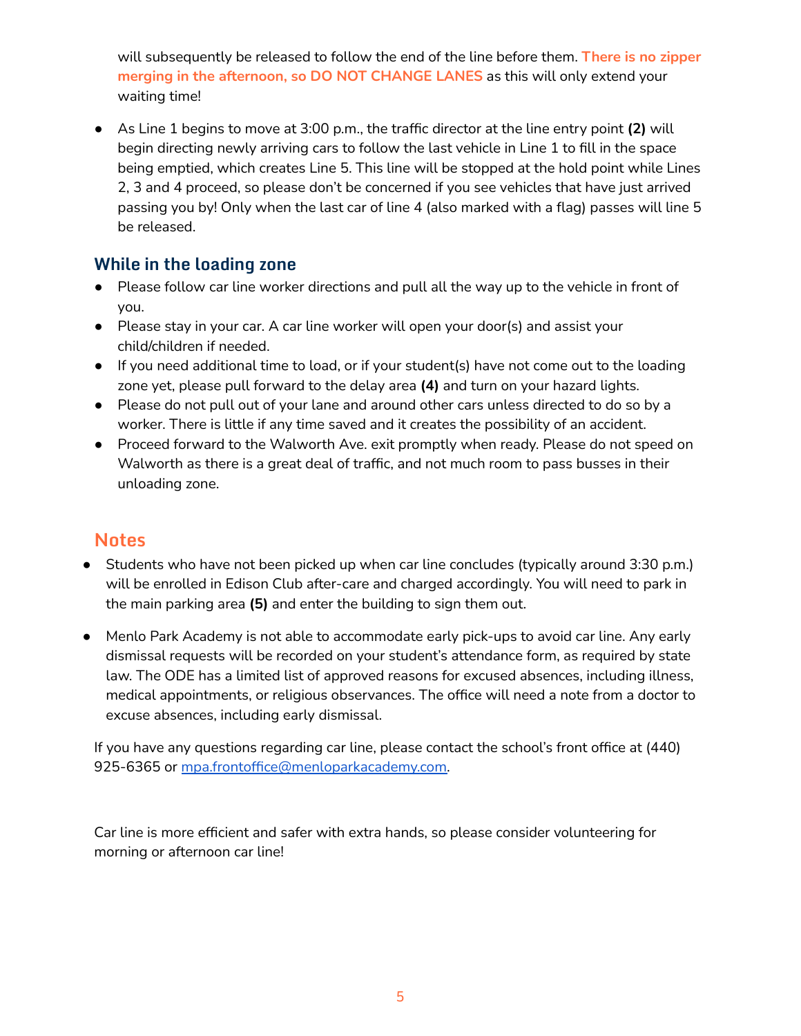will subsequently be released to follow the end of the line before them. **There is no zipper merging in the afternoon, so DO NOT CHANGE LANES** as this will only extend your waiting time!

- As Line 1 begins to move at 3:00 p.m., the traffic director at the line entry point **(2)** will begin directing newly arriving cars to follow the last vehicle in Line 1 to fill in the space being emptied, which creates Line 5. This line will be stopped at the hold point while Lines 2, 3 and 4 proceed, so please don't be concerned if you see vehicles that have just arrived passing you by! Only when the last car of line 4 (also marked with a flag) passes will line 5 be released.

### While in the loading zone

- Please follow car line worker directions and pull all the way up to the vehicle in front of you.
- Please stay in your car. A car line worker will open your door(s) and assist your child/children if needed.
- If you need additional time to load, or if your student(s) have not come out to the loading zone yet, please pull forward to the delay area **(4)** and turn on your hazard lights.
- Please do not pull out of your lane and around other cars unless directed to do so by a worker. There is little if any time saved and it creates the possibility of an accident.
- Proceed forward to the Walworth Ave. exit promptly when ready. Please do not speed on Walworth as there is a great deal of traffic, and not much room to pass busses in their unloading zone.

## Notes

- Students who have not been picked up when car line concludes (typically around 3:30 p.m.) will be enrolled in Edison Club after-care and charged accordingly. You will need to park in the main parking area **(5)** and enter the building to sign them out.
- Menlo Park Academy is not able to accommodate early pick-ups to avoid car line. Any early dismissal requests will be recorded on your student's attendance form, as required by state law. The ODE has a limited list of approved reasons for excused absences, including illness, medical appointments, or religious observances. The office will need a note from a doctor to excuse absences, including early dismissal.

If you have any questions regarding car line, please contact the school's front office at (440) 925-6365 or mpa.frontoffice@menloparkacademy.com.

Car line is more efficient and safer with extra hands, so please consider volunteering for morning or afternoon car line!